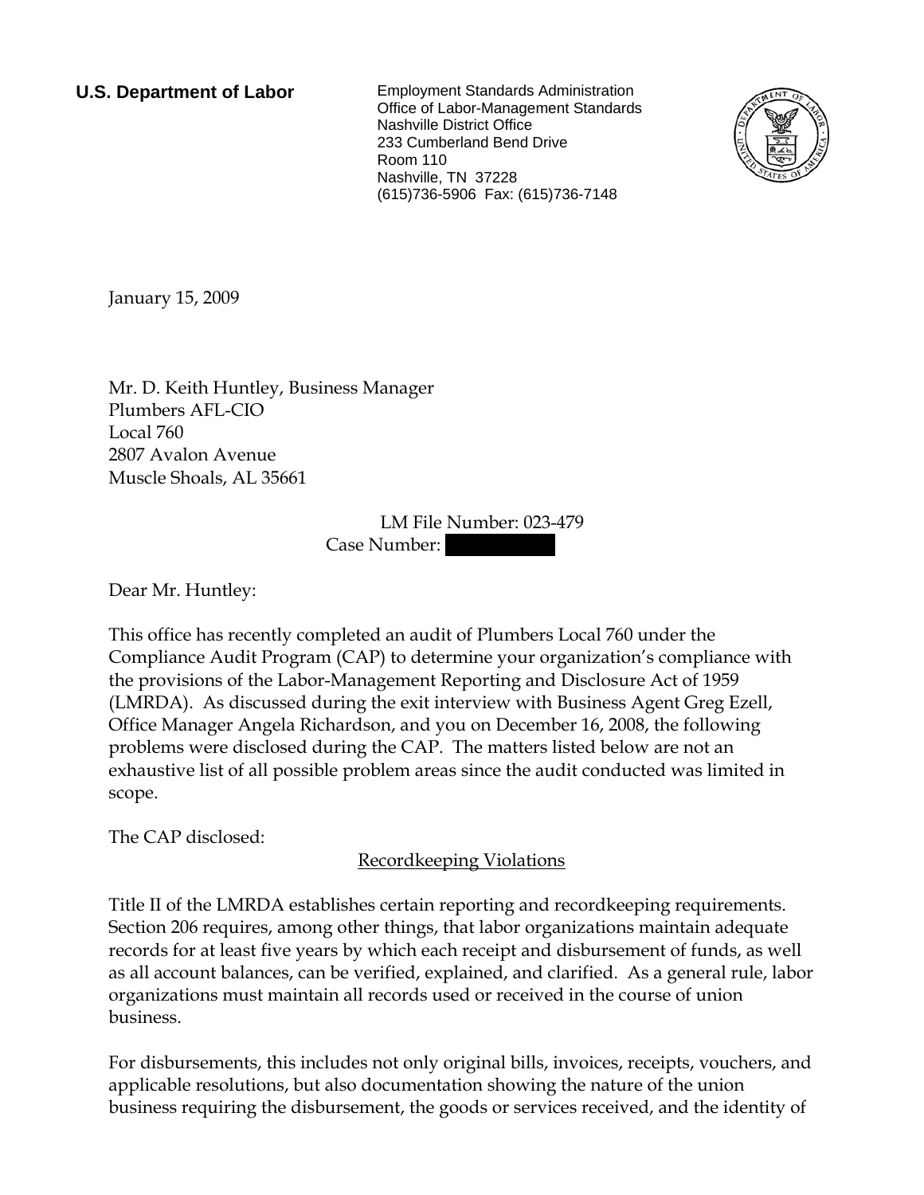**U.S. Department of Labor**

Employment Standards Administration
Office of Labor-Management Standards
Nashville District Office
233 Cumberland Bend Drive
Room 110
Nashville, TN 37228
(615)736-5906 Fax: (615)736-7148

January 15, 2009

Mr. D. Keith Huntley, Business Manager
Plumbers AFL-CIO
Local 760
2807 Avalon Avenue
Muscle Shoals, AL 35661

LM File Number: 023-479
Case Number: [redacted]

Dear Mr. Huntley:

This office has recently completed an audit of Plumbers Local 760 under the Compliance Audit Program (CAP) to determine your organization's compliance with the provisions of the Labor-Management Reporting and Disclosure Act of 1959 (LMRDA). As discussed during the exit interview with Business Agent Greg Ezell, Office Manager Angela Richardson, and you on December 16, 2008, the following problems were disclosed during the CAP. The matters listed below are not an exhaustive list of all possible problem areas since the audit conducted was limited in scope.

The CAP disclosed:

## Recordkeeping Violations

Title II of the LMRDA establishes certain reporting and recordkeeping requirements. Section 206 requires, among other things, that labor organizations maintain adequate records for at least five years by which each receipt and disbursement of funds, as well as all account balances, can be verified, explained, and clarified. As a general rule, labor organizations must maintain all records used or received in the course of union business.

For disbursements, this includes not only original bills, invoices, receipts, vouchers, and applicable resolutions, but also documentation showing the nature of the union business requiring the disbursement, the goods or services received, and the identity of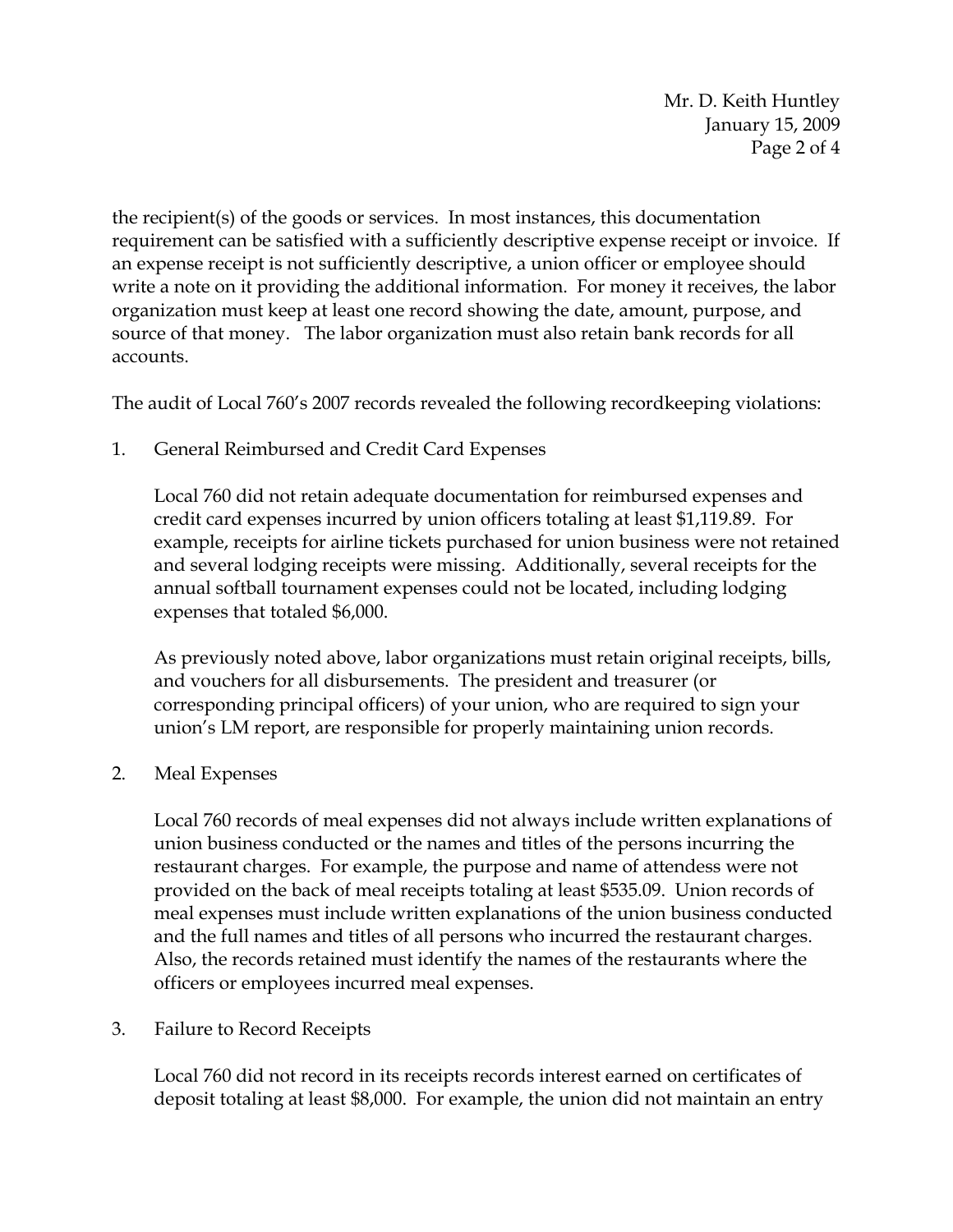the recipient(s) of the goods or services. In most instances, this documentation requirement can be satisfied with a sufficiently descriptive expense receipt or invoice. If an expense receipt is not sufficiently descriptive, a union officer or employee should write a note on it providing the additional information. For money it receives, the labor organization must keep at least one record showing the date, amount, purpose, and source of that money. The labor organization must also retain bank records for all accounts.

The audit of Local 760's 2007 records revealed the following recordkeeping violations:

1. General Reimbursed and Credit Card Expenses

   Local 760 did not retain adequate documentation for reimbursed expenses and credit card expenses incurred by union officers totaling at least $1,119.89. For example, receipts for airline tickets purchased for union business were not retained and several lodging receipts were missing. Additionally, several receipts for the annual softball tournament expenses could not be located, including lodging expenses that totaled $6,000.

   As previously noted above, labor organizations must retain original receipts, bills, and vouchers for all disbursements. The president and treasurer (or corresponding principal officers) of your union, who are required to sign your union's LM report, are responsible for properly maintaining union records.

2. Meal Expenses

   Local 760 records of meal expenses did not always include written explanations of union business conducted or the names and titles of the persons incurring the restaurant charges. For example, the purpose and name of attendess were not provided on the back of meal receipts totaling at least $535.09. Union records of meal expenses must include written explanations of the union business conducted and the full names and titles of all persons who incurred the restaurant charges. Also, the records retained must identify the names of the restaurants where the officers or employees incurred meal expenses.

3. Failure to Record Receipts

   Local 760 did not record in its receipts records interest earned on certificates of deposit totaling at least $8,000. For example, the union did not maintain an entry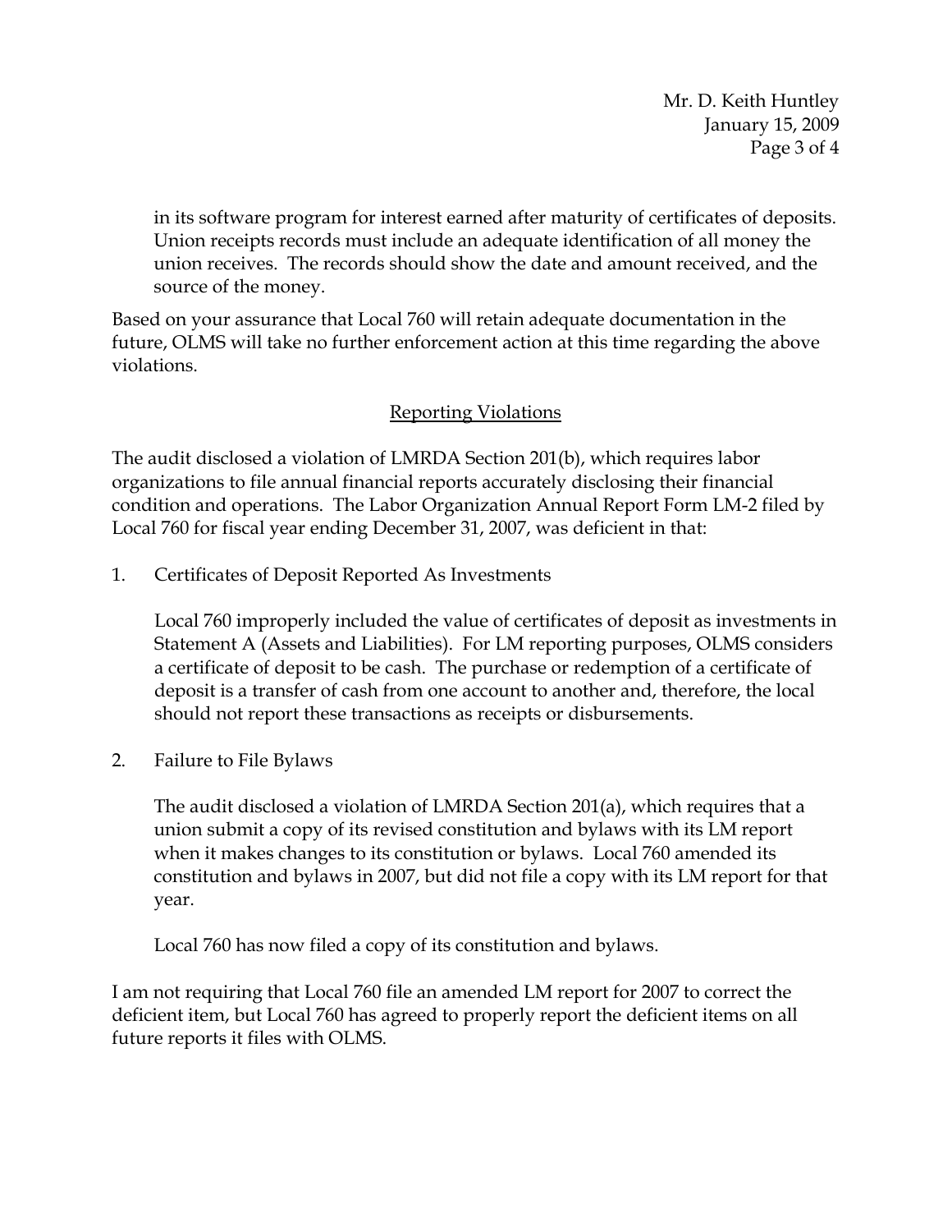in its software program for interest earned after maturity of certificates of deposits. Union receipts records must include an adequate identification of all money the union receives. The records should show the date and amount received, and the source of the money.

Based on your assurance that Local 760 will retain adequate documentation in the future, OLMS will take no further enforcement action at this time regarding the above violations.

## Reporting Violations

The audit disclosed a violation of LMRDA Section 201(b), which requires labor organizations to file annual financial reports accurately disclosing their financial condition and operations. The Labor Organization Annual Report Form LM-2 filed by Local 760 for fiscal year ending December 31, 2007, was deficient in that:

1. Certificates of Deposit Reported As Investments

   Local 760 improperly included the value of certificates of deposit as investments in Statement A (Assets and Liabilities). For LM reporting purposes, OLMS considers a certificate of deposit to be cash. The purchase or redemption of a certificate of deposit is a transfer of cash from one account to another and, therefore, the local should not report these transactions as receipts or disbursements.

2. Failure to File Bylaws

   The audit disclosed a violation of LMRDA Section 201(a), which requires that a union submit a copy of its revised constitution and bylaws with its LM report when it makes changes to its constitution or bylaws. Local 760 amended its constitution and bylaws in 2007, but did not file a copy with its LM report for that year.

   Local 760 has now filed a copy of its constitution and bylaws.

I am not requiring that Local 760 file an amended LM report for 2007 to correct the deficient item, but Local 760 has agreed to properly report the deficient items on all future reports it files with OLMS.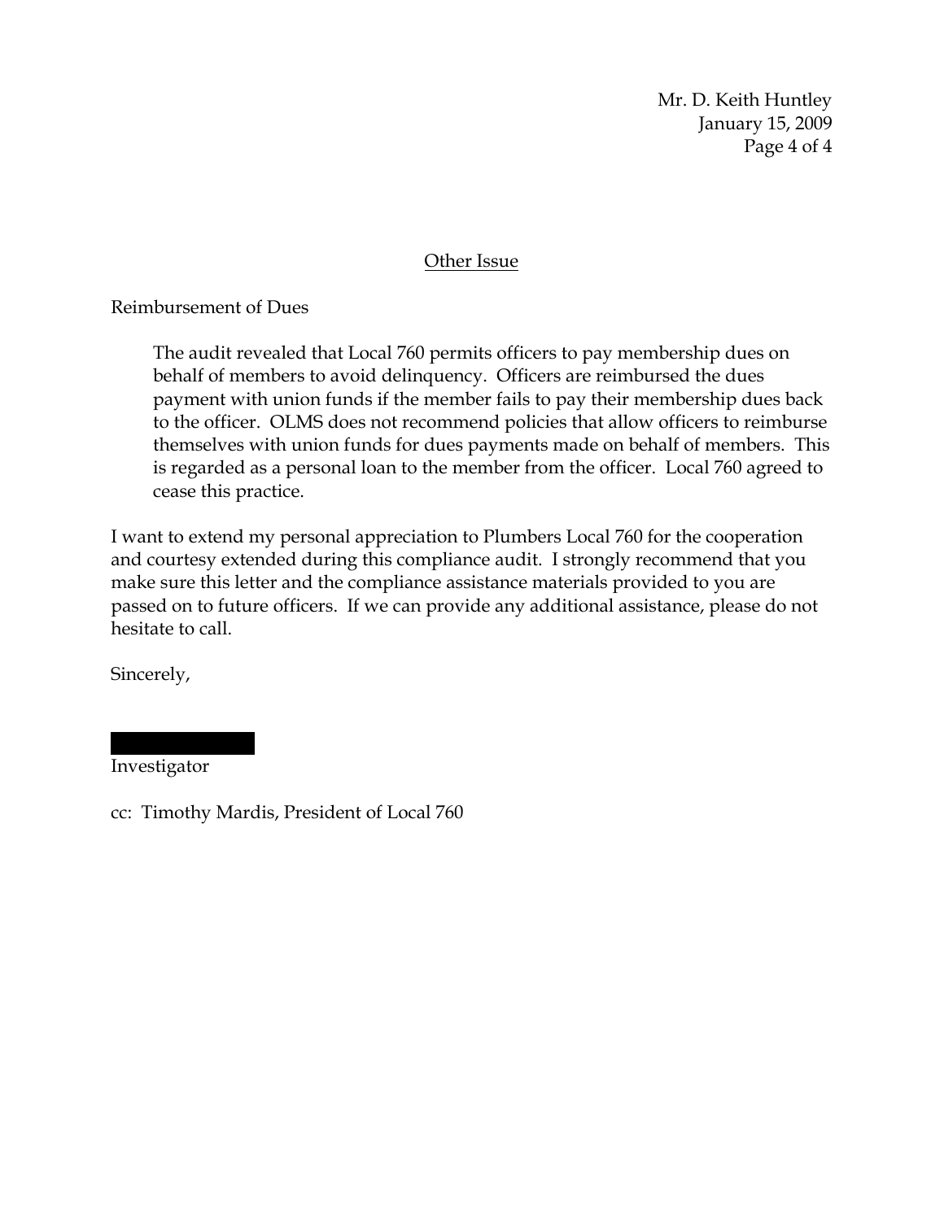## Other Issue

Reimbursement of Dues

> The audit revealed that Local 760 permits officers to pay membership dues on behalf of members to avoid delinquency. Officers are reimbursed the dues payment with union funds if the member fails to pay their membership dues back to the officer. OLMS does not recommend policies that allow officers to reimburse themselves with union funds for dues payments made on behalf of members. This is regarded as a personal loan to the member from the officer. Local 760 agreed to cease this practice.

I want to extend my personal appreciation to Plumbers Local 760 for the cooperation and courtesy extended during this compliance audit. I strongly recommend that you make sure this letter and the compliance assistance materials provided to you are passed on to future officers. If we can provide any additional assistance, please do not hesitate to call.

Sincerely,

Investigator

cc: Timothy Mardis, President of Local 760